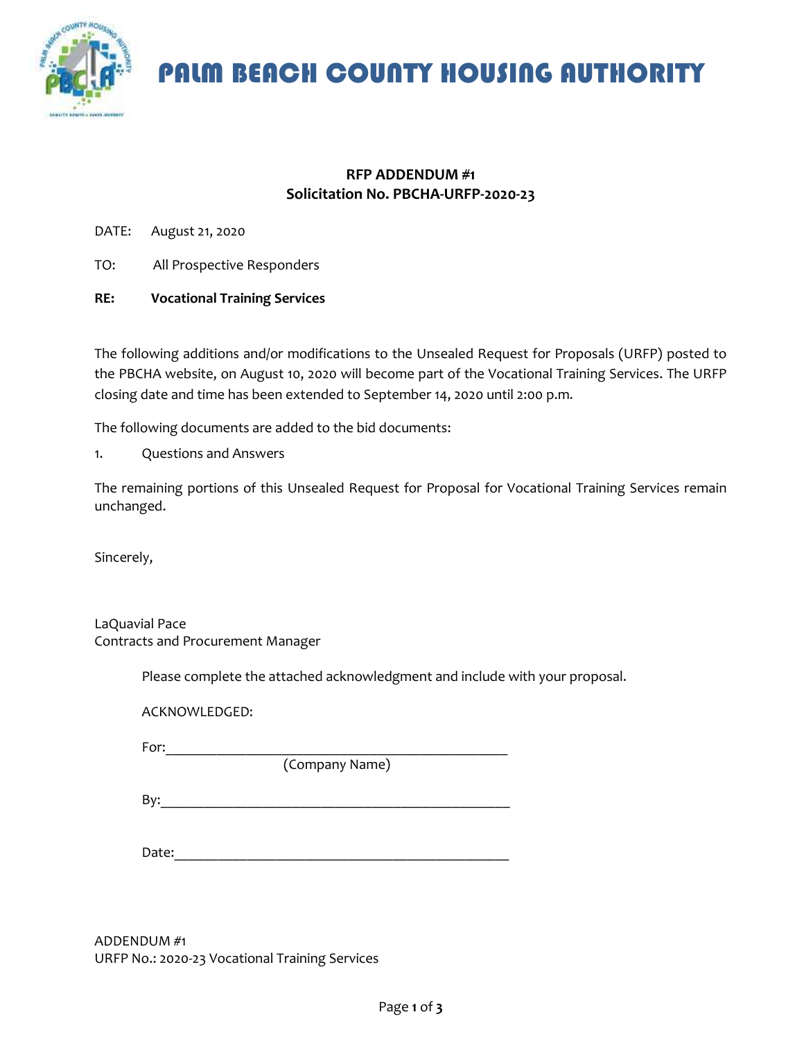# PALM BEACH COUNTY HOUSING AUTHORITY

**RFP ADDENDUM #1**
**Solicitation No. PBCHA-URFP-2020-23**

DATE: August 21, 2020

TO: All Prospective Responders

**RE: Vocational Training Services**

The following additions and/or modifications to the Unsealed Request for Proposals (URFP) posted to the PBCHA website, on August 10, 2020 will become part of the Vocational Training Services. The URFP closing date and time has been extended to September 14, 2020 until 2:00 p.m.

The following documents are added to the bid documents:

1. Questions and Answers

The remaining portions of this Unsealed Request for Proposal for Vocational Training Services remain unchanged.

Sincerely,

LaQuavial Pace
Contracts and Procurement Manager

Please complete the attached acknowledgment and include with your proposal.

ACKNOWLEDGED:

For:_______________________________________________
(Company Name)

By:_______________________________________________

Date:_____________________________________________

ADDENDUM #1
URFP No.: 2020-23 Vocational Training Services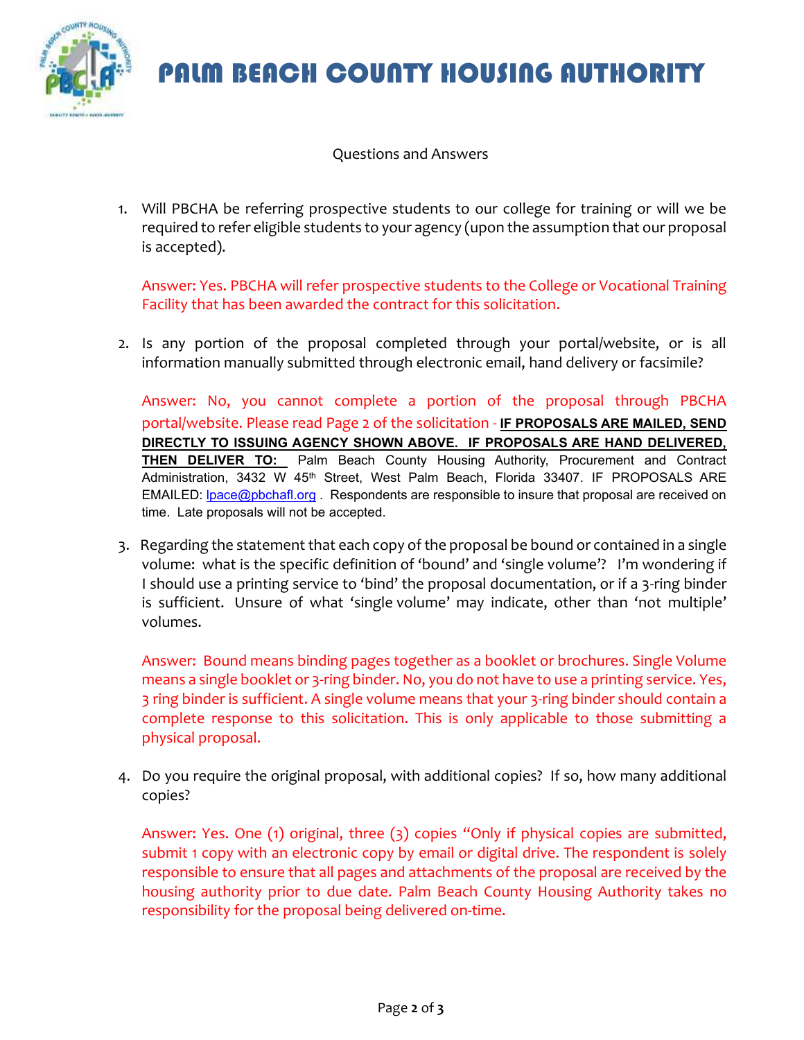# PALM BEACH COUNTY HOUSING AUTHORITY

Questions and Answers

1. Will PBCHA be referring prospective students to our college for training or will we be required to refer eligible students to your agency (upon the assumption that our proposal is accepted).

   Answer: Yes. PBCHA will refer prospective students to the College or Vocational Training Facility that has been awarded the contract for this solicitation.

2. Is any portion of the proposal completed through your portal/website, or is all information manually submitted through electronic email, hand delivery or facsimile?

   Answer: No, you cannot complete a portion of the proposal through PBCHA portal/website. Please read Page 2 of the solicitation - **IF PROPOSALS ARE MAILED, SEND DIRECTLY TO ISSUING AGENCY SHOWN ABOVE. IF PROPOSALS ARE HAND DELIVERED, THEN DELIVER TO:** Palm Beach County Housing Authority, Procurement and Contract Administration, 3432 W 45th Street, West Palm Beach, Florida 33407. IF PROPOSALS ARE EMAILED: lpace@pbchafl.org . Respondents are responsible to insure that proposal are received on time. Late proposals will not be accepted.

3. Regarding the statement that each copy of the proposal be bound or contained in a single volume: what is the specific definition of 'bound' and 'single volume'? I'm wondering if I should use a printing service to 'bind' the proposal documentation, or if a 3-ring binder is sufficient. Unsure of what 'single volume' may indicate, other than 'not multiple' volumes.

   Answer: Bound means binding pages together as a booklet or brochures. Single Volume means a single booklet or 3-ring binder. No, you do not have to use a printing service. Yes, 3 ring binder is sufficient. A single volume means that your 3-ring binder should contain a complete response to this solicitation. This is only applicable to those submitting a physical proposal.

4. Do you require the original proposal, with additional copies? If so, how many additional copies?

   Answer: Yes. One (1) original, three (3) copies "Only if physical copies are submitted, submit 1 copy with an electronic copy by email or digital drive. The respondent is solely responsible to ensure that all pages and attachments of the proposal are received by the housing authority prior to due date. Palm Beach County Housing Authority takes no responsibility for the proposal being delivered on-time.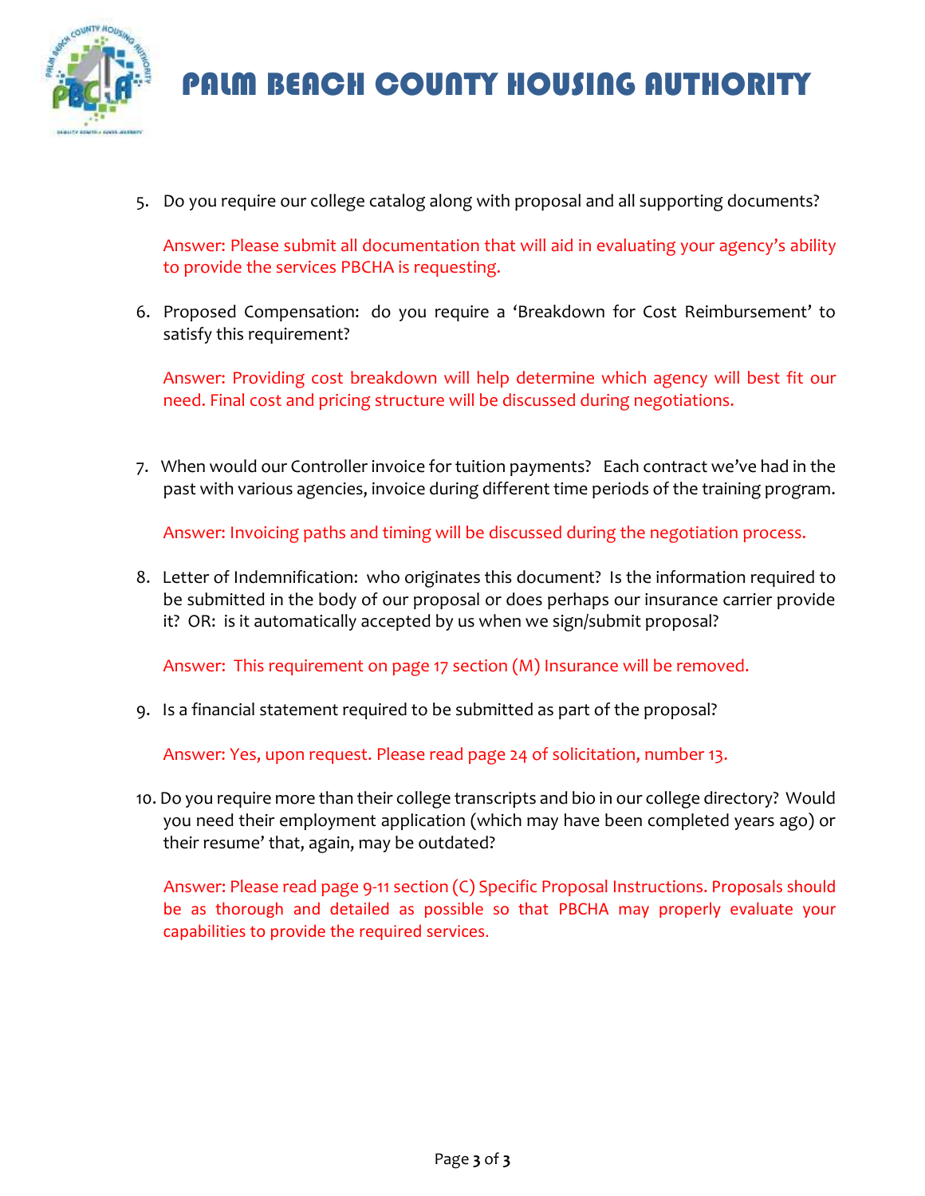5. Do you require our college catalog along with proposal and all supporting documents?

   Answer: Please submit all documentation that will aid in evaluating your agency's ability to provide the services PBCHA is requesting.

6. Proposed Compensation: do you require a 'Breakdown for Cost Reimbursement' to satisfy this requirement?

   Answer: Providing cost breakdown will help determine which agency will best fit our need. Final cost and pricing structure will be discussed during negotiations.

7. When would our Controller invoice for tuition payments? Each contract we've had in the past with various agencies, invoice during different time periods of the training program.

   Answer: Invoicing paths and timing will be discussed during the negotiation process.

8. Letter of Indemnification: who originates this document? Is the information required to be submitted in the body of our proposal or does perhaps our insurance carrier provide it? OR: is it automatically accepted by us when we sign/submit proposal?

   Answer: This requirement on page 17 section (M) Insurance will be removed.

9. Is a financial statement required to be submitted as part of the proposal?

   Answer: Yes, upon request. Please read page 24 of solicitation, number 13.

10. Do you require more than their college transcripts and bio in our college directory? Would you need their employment application (which may have been completed years ago) or their resume' that, again, may be outdated?

    Answer: Please read page 9-11 section (C) Specific Proposal Instructions. Proposals should be as thorough and detailed as possible so that PBCHA may properly evaluate your capabilities to provide the required services.